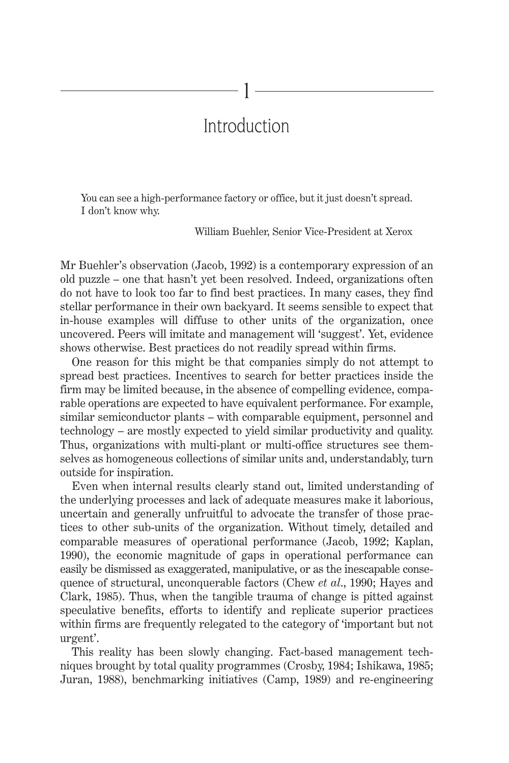# 1

# Introduction

> You can see a high-performance factory or office, but it just doesn't spread. I don't know why.
>
> William Buehler, Senior Vice-President at Xerox

Mr Buehler's observation (Jacob, 1992) is a contemporary expression of an old puzzle – one that hasn't yet been resolved. Indeed, organizations often do not have to look too far to find best practices. In many cases, they find stellar performance in their own backyard. It seems sensible to expect that in-house examples will diffuse to other units of the organization, once uncovered. Peers will imitate and management will 'suggest'. Yet, evidence shows otherwise. Best practices do not readily spread within firms.

One reason for this might be that companies simply do not attempt to spread best practices. Incentives to search for better practices inside the firm may be limited because, in the absence of compelling evidence, comparable operations are expected to have equivalent performance. For example, similar semiconductor plants – with comparable equipment, personnel and technology – are mostly expected to yield similar productivity and quality. Thus, organizations with multi-plant or multi-office structures see themselves as homogeneous collections of similar units and, understandably, turn outside for inspiration.

Even when internal results clearly stand out, limited understanding of the underlying processes and lack of adequate measures make it laborious, uncertain and generally unfruitful to advocate the transfer of those practices to other sub-units of the organization. Without timely, detailed and comparable measures of operational performance (Jacob, 1992; Kaplan, 1990), the economic magnitude of gaps in operational performance can easily be dismissed as exaggerated, manipulative, or as the inescapable consequence of structural, unconquerable factors (Chew *et al.*, 1990; Hayes and Clark, 1985). Thus, when the tangible trauma of change is pitted against speculative benefits, efforts to identify and replicate superior practices within firms are frequently relegated to the category of 'important but not urgent'.

This reality has been slowly changing. Fact-based management techniques brought by total quality programmes (Crosby, 1984; Ishikawa, 1985; Juran, 1988), benchmarking initiatives (Camp, 1989) and re-engineering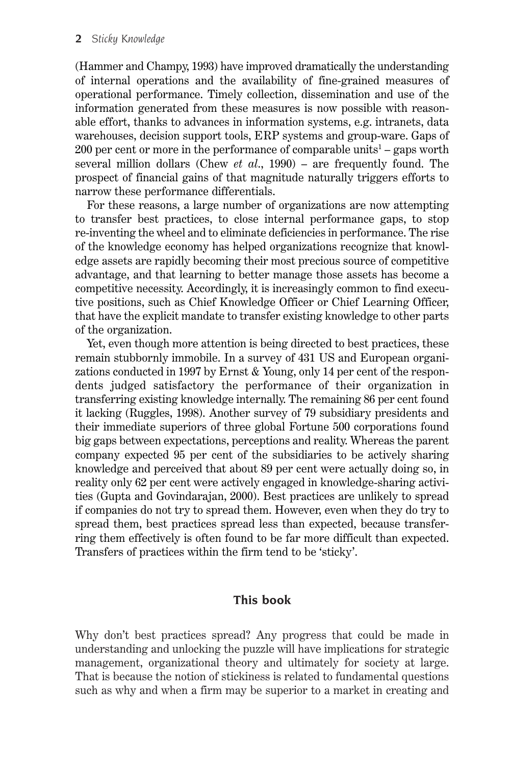(Hammer and Champy, 1993) have improved dramatically the understanding of internal operations and the availability of fine-grained measures of operational performance. Timely collection, dissemination and use of the information generated from these measures is now possible with reasonable effort, thanks to advances in information systems, e.g. intranets, data warehouses, decision support tools, ERP systems and group-ware. Gaps of 200 per cent or more in the performance of comparable units[1] – gaps worth several million dollars (Chew *et al.*, 1990) – are frequently found. The prospect of financial gains of that magnitude naturally triggers efforts to narrow these performance differentials.

For these reasons, a large number of organizations are now attempting to transfer best practices, to close internal performance gaps, to stop re-inventing the wheel and to eliminate deficiencies in performance. The rise of the knowledge economy has helped organizations recognize that knowledge assets are rapidly becoming their most precious source of competitive advantage, and that learning to better manage those assets has become a competitive necessity. Accordingly, it is increasingly common to find executive positions, such as Chief Knowledge Officer or Chief Learning Officer, that have the explicit mandate to transfer existing knowledge to other parts of the organization.

Yet, even though more attention is being directed to best practices, these remain stubbornly immobile. In a survey of 431 US and European organizations conducted in 1997 by Ernst & Young, only 14 per cent of the respondents judged satisfactory the performance of their organization in transferring existing knowledge internally. The remaining 86 per cent found it lacking (Ruggles, 1998). Another survey of 79 subsidiary presidents and their immediate superiors of three global Fortune 500 corporations found big gaps between expectations, perceptions and reality. Whereas the parent company expected 95 per cent of the subsidiaries to be actively sharing knowledge and perceived that about 89 per cent were actually doing so, in reality only 62 per cent were actively engaged in knowledge-sharing activities (Gupta and Govindarajan, 2000). Best practices are unlikely to spread if companies do not try to spread them. However, even when they do try to spread them, best practices spread less than expected, because transferring them effectively is often found to be far more difficult than expected. Transfers of practices within the firm tend to be 'sticky'.

## This book

Why don't best practices spread? Any progress that could be made in understanding and unlocking the puzzle will have implications for strategic management, organizational theory and ultimately for society at large. That is because the notion of stickiness is related to fundamental questions such as why and when a firm may be superior to a market in creating and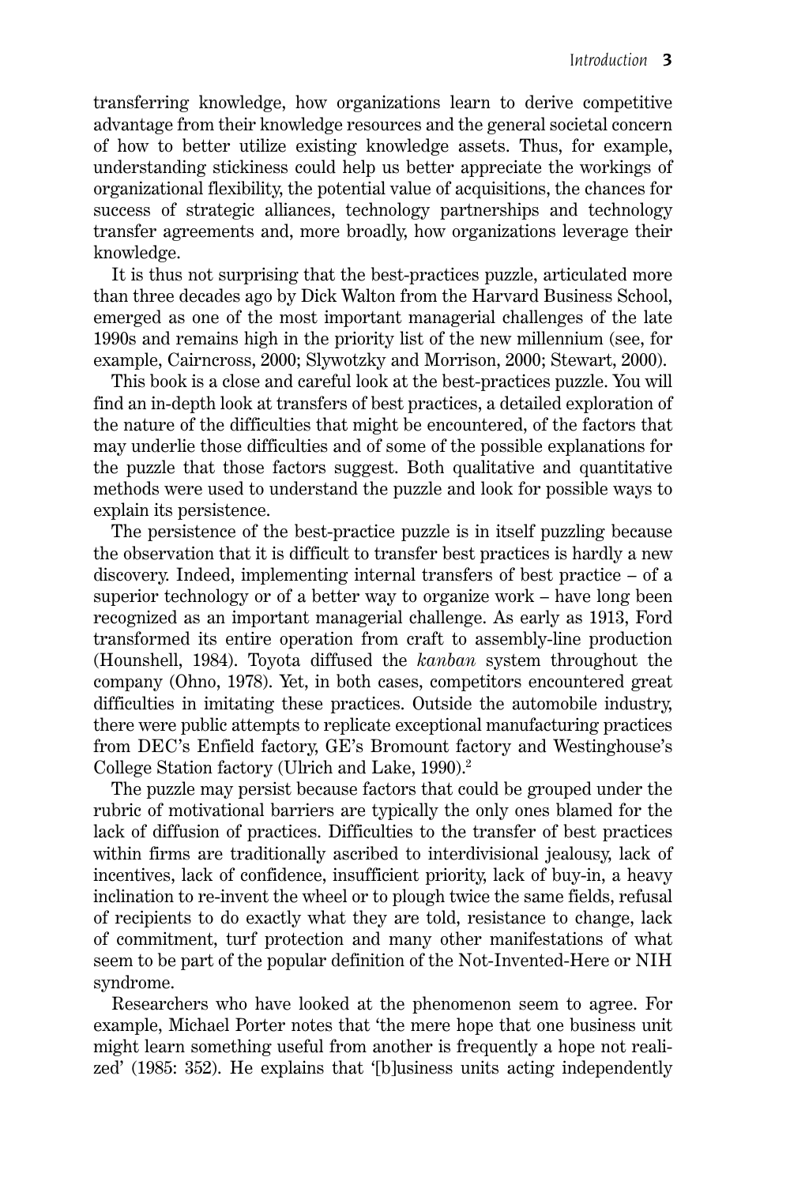transferring knowledge, how organizations learn to derive competitive advantage from their knowledge resources and the general societal concern of how to better utilize existing knowledge assets. Thus, for example, understanding stickiness could help us better appreciate the workings of organizational flexibility, the potential value of acquisitions, the chances for success of strategic alliances, technology partnerships and technology transfer agreements and, more broadly, how organizations leverage their knowledge.

It is thus not surprising that the best-practices puzzle, articulated more than three decades ago by Dick Walton from the Harvard Business School, emerged as one of the most important managerial challenges of the late 1990s and remains high in the priority list of the new millennium (see, for example, Cairncross, 2000; Slywotzky and Morrison, 2000; Stewart, 2000).

This book is a close and careful look at the best-practices puzzle. You will find an in-depth look at transfers of best practices, a detailed exploration of the nature of the difficulties that might be encountered, of the factors that may underlie those difficulties and of some of the possible explanations for the puzzle that those factors suggest. Both qualitative and quantitative methods were used to understand the puzzle and look for possible ways to explain its persistence.

The persistence of the best-practice puzzle is in itself puzzling because the observation that it is difficult to transfer best practices is hardly a new discovery. Indeed, implementing internal transfers of best practice – of a superior technology or of a better way to organize work – have long been recognized as an important managerial challenge. As early as 1913, Ford transformed its entire operation from craft to assembly-line production (Hounshell, 1984). Toyota diffused the *kanban* system throughout the company (Ohno, 1978). Yet, in both cases, competitors encountered great difficulties in imitating these practices. Outside the automobile industry, there were public attempts to replicate exceptional manufacturing practices from DEC's Enfield factory, GE's Bromount factory and Westinghouse's College Station factory (Ulrich and Lake, 1990).[2]

The puzzle may persist because factors that could be grouped under the rubric of motivational barriers are typically the only ones blamed for the lack of diffusion of practices. Difficulties to the transfer of best practices within firms are traditionally ascribed to interdivisional jealousy, lack of incentives, lack of confidence, insufficient priority, lack of buy-in, a heavy inclination to re-invent the wheel or to plough twice the same fields, refusal of recipients to do exactly what they are told, resistance to change, lack of commitment, turf protection and many other manifestations of what seem to be part of the popular definition of the Not-Invented-Here or NIH syndrome.

Researchers who have looked at the phenomenon seem to agree. For example, Michael Porter notes that 'the mere hope that one business unit might learn something useful from another is frequently a hope not realized' (1985: 352). He explains that '[b]usiness units acting independently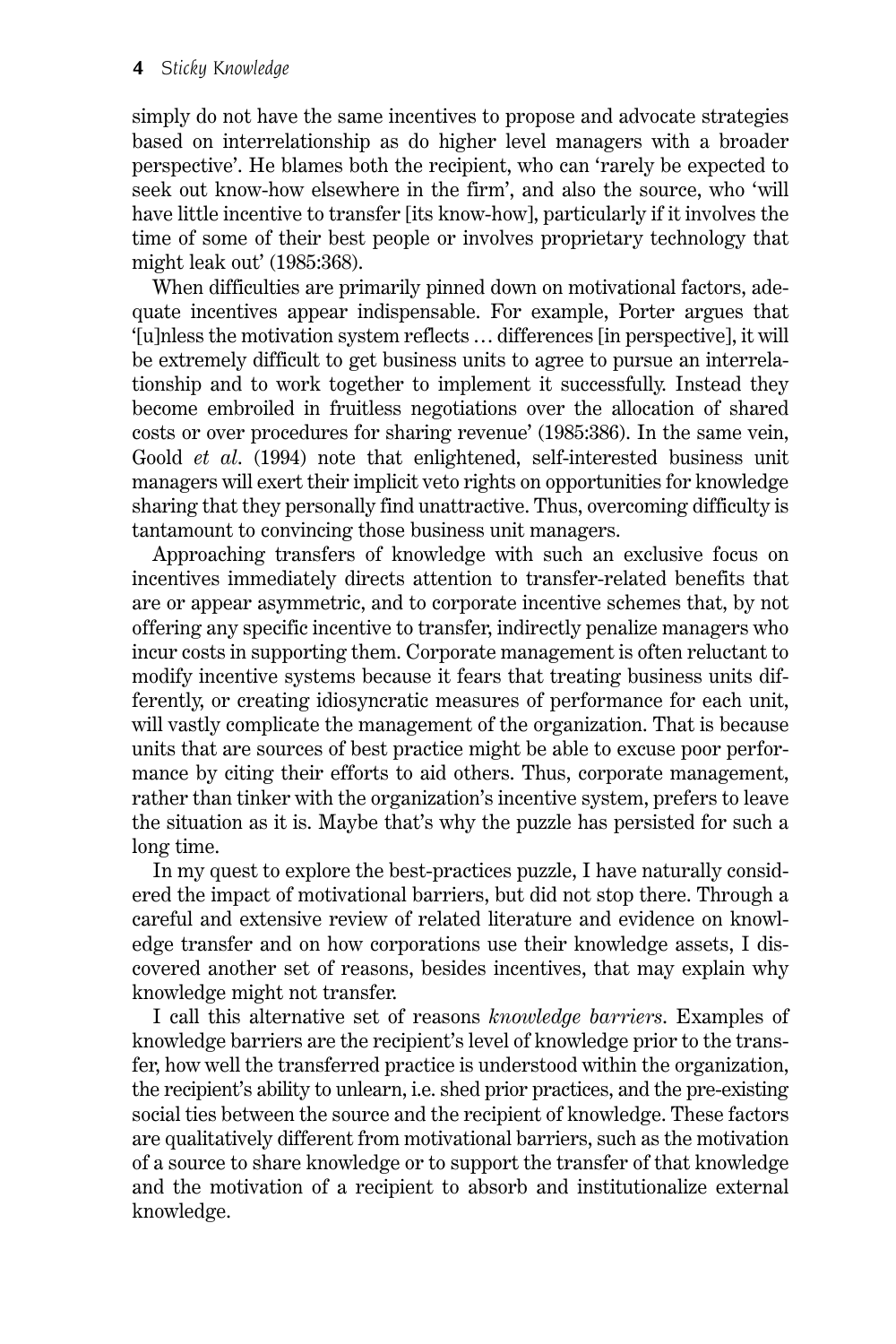simply do not have the same incentives to propose and advocate strategies based on interrelationship as do higher level managers with a broader perspective'. He blames both the recipient, who can 'rarely be expected to seek out know-how elsewhere in the firm', and also the source, who 'will have little incentive to transfer [its know-how], particularly if it involves the time of some of their best people or involves proprietary technology that might leak out' (1985:368).

When difficulties are primarily pinned down on motivational factors, adequate incentives appear indispensable. For example, Porter argues that '[u]nless the motivation system reflects … differences [in perspective], it will be extremely difficult to get business units to agree to pursue an interrelationship and to work together to implement it successfully. Instead they become embroiled in fruitless negotiations over the allocation of shared costs or over procedures for sharing revenue' (1985:386). In the same vein, Goold *et al.* (1994) note that enlightened, self-interested business unit managers will exert their implicit veto rights on opportunities for knowledge sharing that they personally find unattractive. Thus, overcoming difficulty is tantamount to convincing those business unit managers.

Approaching transfers of knowledge with such an exclusive focus on incentives immediately directs attention to transfer-related benefits that are or appear asymmetric, and to corporate incentive schemes that, by not offering any specific incentive to transfer, indirectly penalize managers who incur costs in supporting them. Corporate management is often reluctant to modify incentive systems because it fears that treating business units differently, or creating idiosyncratic measures of performance for each unit, will vastly complicate the management of the organization. That is because units that are sources of best practice might be able to excuse poor performance by citing their efforts to aid others. Thus, corporate management, rather than tinker with the organization's incentive system, prefers to leave the situation as it is. Maybe that's why the puzzle has persisted for such a long time.

In my quest to explore the best-practices puzzle, I have naturally considered the impact of motivational barriers, but did not stop there. Through a careful and extensive review of related literature and evidence on knowledge transfer and on how corporations use their knowledge assets, I discovered another set of reasons, besides incentives, that may explain why knowledge might not transfer.

I call this alternative set of reasons *knowledge barriers*. Examples of knowledge barriers are the recipient's level of knowledge prior to the transfer, how well the transferred practice is understood within the organization, the recipient's ability to unlearn, i.e. shed prior practices, and the pre-existing social ties between the source and the recipient of knowledge. These factors are qualitatively different from motivational barriers, such as the motivation of a source to share knowledge or to support the transfer of that knowledge and the motivation of a recipient to absorb and institutionalize external knowledge.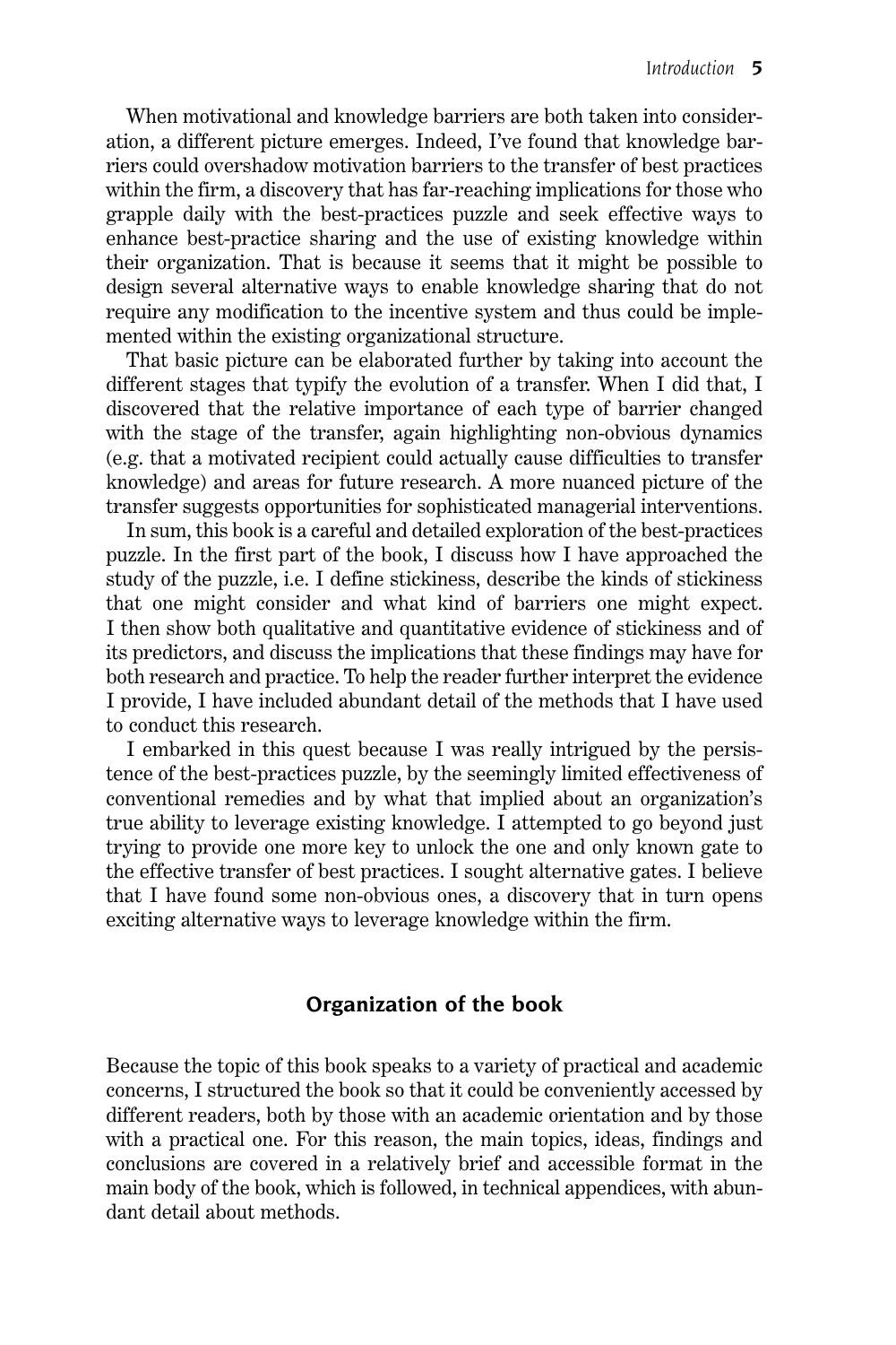When motivational and knowledge barriers are both taken into consideration, a different picture emerges. Indeed, I've found that knowledge barriers could overshadow motivation barriers to the transfer of best practices within the firm, a discovery that has far-reaching implications for those who grapple daily with the best-practices puzzle and seek effective ways to enhance best-practice sharing and the use of existing knowledge within their organization. That is because it seems that it might be possible to design several alternative ways to enable knowledge sharing that do not require any modification to the incentive system and thus could be implemented within the existing organizational structure.

That basic picture can be elaborated further by taking into account the different stages that typify the evolution of a transfer. When I did that, I discovered that the relative importance of each type of barrier changed with the stage of the transfer, again highlighting non-obvious dynamics (e.g. that a motivated recipient could actually cause difficulties to transfer knowledge) and areas for future research. A more nuanced picture of the transfer suggests opportunities for sophisticated managerial interventions.

In sum, this book is a careful and detailed exploration of the best-practices puzzle. In the first part of the book, I discuss how I have approached the study of the puzzle, i.e. I define stickiness, describe the kinds of stickiness that one might consider and what kind of barriers one might expect. I then show both qualitative and quantitative evidence of stickiness and of its predictors, and discuss the implications that these findings may have for both research and practice. To help the reader further interpret the evidence I provide, I have included abundant detail of the methods that I have used to conduct this research.

I embarked in this quest because I was really intrigued by the persistence of the best-practices puzzle, by the seemingly limited effectiveness of conventional remedies and by what that implied about an organization's true ability to leverage existing knowledge. I attempted to go beyond just trying to provide one more key to unlock the one and only known gate to the effective transfer of best practices. I sought alternative gates. I believe that I have found some non-obvious ones, a discovery that in turn opens exciting alternative ways to leverage knowledge within the firm.

## Organization of the book

Because the topic of this book speaks to a variety of practical and academic concerns, I structured the book so that it could be conveniently accessed by different readers, both by those with an academic orientation and by those with a practical one. For this reason, the main topics, ideas, findings and conclusions are covered in a relatively brief and accessible format in the main body of the book, which is followed, in technical appendices, with abundant detail about methods.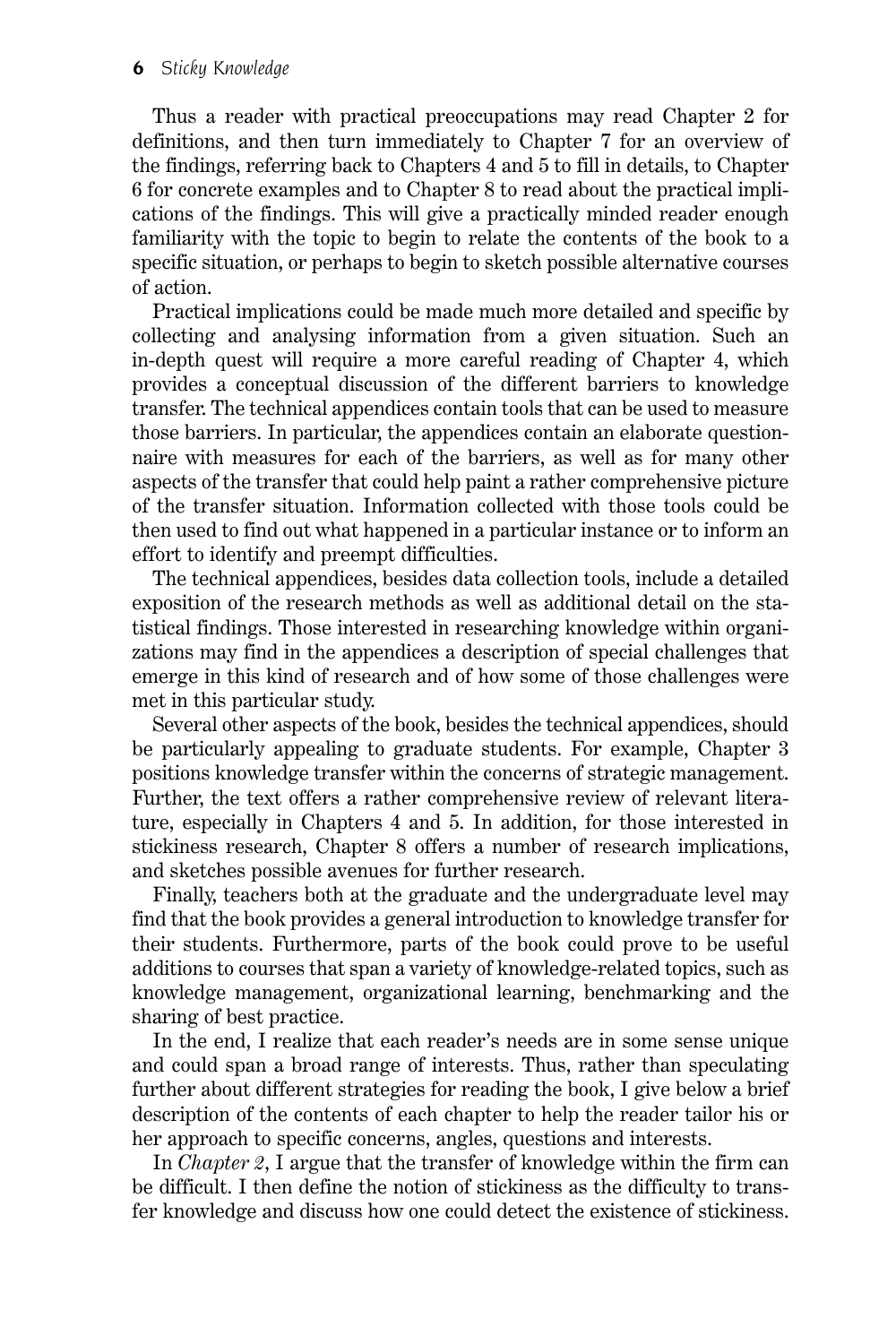Thus a reader with practical preoccupations may read Chapter 2 for definitions, and then turn immediately to Chapter 7 for an overview of the findings, referring back to Chapters 4 and 5 to fill in details, to Chapter 6 for concrete examples and to Chapter 8 to read about the practical implications of the findings. This will give a practically minded reader enough familiarity with the topic to begin to relate the contents of the book to a specific situation, or perhaps to begin to sketch possible alternative courses of action.

Practical implications could be made much more detailed and specific by collecting and analysing information from a given situation. Such an in-depth quest will require a more careful reading of Chapter 4, which provides a conceptual discussion of the different barriers to knowledge transfer. The technical appendices contain tools that can be used to measure those barriers. In particular, the appendices contain an elaborate questionnaire with measures for each of the barriers, as well as for many other aspects of the transfer that could help paint a rather comprehensive picture of the transfer situation. Information collected with those tools could be then used to find out what happened in a particular instance or to inform an effort to identify and preempt difficulties.

The technical appendices, besides data collection tools, include a detailed exposition of the research methods as well as additional detail on the statistical findings. Those interested in researching knowledge within organizations may find in the appendices a description of special challenges that emerge in this kind of research and of how some of those challenges were met in this particular study.

Several other aspects of the book, besides the technical appendices, should be particularly appealing to graduate students. For example, Chapter 3 positions knowledge transfer within the concerns of strategic management. Further, the text offers a rather comprehensive review of relevant literature, especially in Chapters 4 and 5. In addition, for those interested in stickiness research, Chapter 8 offers a number of research implications, and sketches possible avenues for further research.

Finally, teachers both at the graduate and the undergraduate level may find that the book provides a general introduction to knowledge transfer for their students. Furthermore, parts of the book could prove to be useful additions to courses that span a variety of knowledge-related topics, such as knowledge management, organizational learning, benchmarking and the sharing of best practice.

In the end, I realize that each reader's needs are in some sense unique and could span a broad range of interests. Thus, rather than speculating further about different strategies for reading the book, I give below a brief description of the contents of each chapter to help the reader tailor his or her approach to specific concerns, angles, questions and interests.

In *Chapter 2*, I argue that the transfer of knowledge within the firm can be difficult. I then define the notion of stickiness as the difficulty to transfer knowledge and discuss how one could detect the existence of stickiness.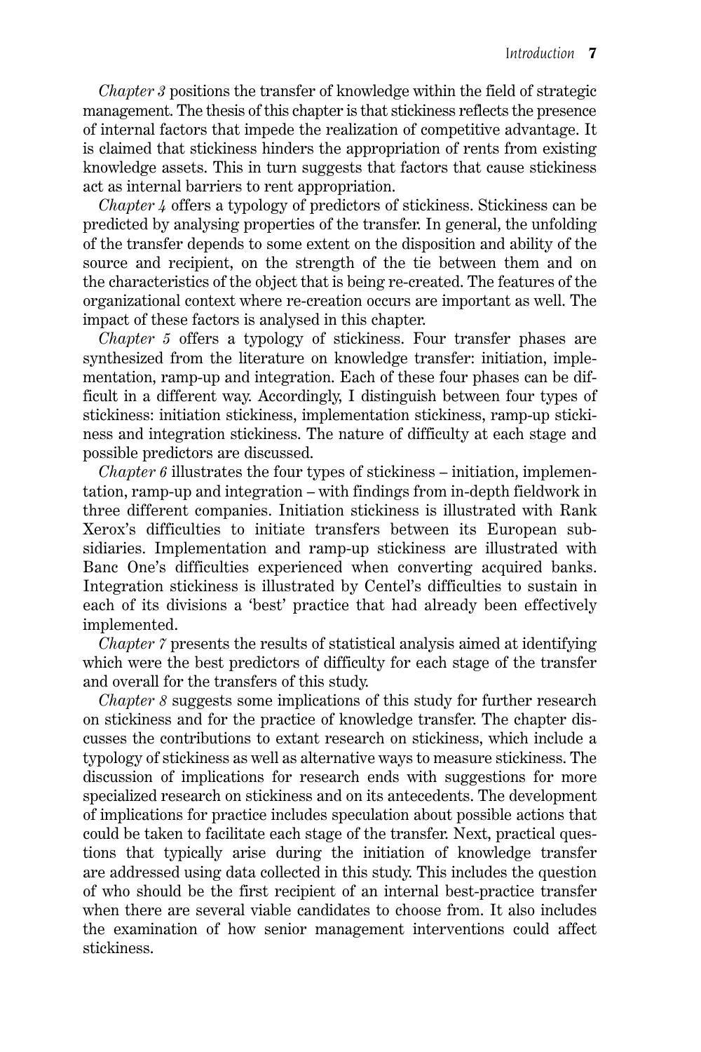*Chapter 3* positions the transfer of knowledge within the field of strategic management. The thesis of this chapter is that stickiness reflects the presence of internal factors that impede the realization of competitive advantage. It is claimed that stickiness hinders the appropriation of rents from existing knowledge assets. This in turn suggests that factors that cause stickiness act as internal barriers to rent appropriation.

*Chapter 4* offers a typology of predictors of stickiness. Stickiness can be predicted by analysing properties of the transfer. In general, the unfolding of the transfer depends to some extent on the disposition and ability of the source and recipient, on the strength of the tie between them and on the characteristics of the object that is being re-created. The features of the organizational context where re-creation occurs are important as well. The impact of these factors is analysed in this chapter.

*Chapter 5* offers a typology of stickiness. Four transfer phases are synthesized from the literature on knowledge transfer: initiation, implementation, ramp-up and integration. Each of these four phases can be difficult in a different way. Accordingly, I distinguish between four types of stickiness: initiation stickiness, implementation stickiness, ramp-up stickiness and integration stickiness. The nature of difficulty at each stage and possible predictors are discussed.

*Chapter 6* illustrates the four types of stickiness – initiation, implementation, ramp-up and integration – with findings from in-depth fieldwork in three different companies. Initiation stickiness is illustrated with Rank Xerox's difficulties to initiate transfers between its European subsidiaries. Implementation and ramp-up stickiness are illustrated with Banc One's difficulties experienced when converting acquired banks. Integration stickiness is illustrated by Centel's difficulties to sustain in each of its divisions a 'best' practice that had already been effectively implemented.

*Chapter 7* presents the results of statistical analysis aimed at identifying which were the best predictors of difficulty for each stage of the transfer and overall for the transfers of this study.

*Chapter 8* suggests some implications of this study for further research on stickiness and for the practice of knowledge transfer. The chapter discusses the contributions to extant research on stickiness, which include a typology of stickiness as well as alternative ways to measure stickiness. The discussion of implications for research ends with suggestions for more specialized research on stickiness and on its antecedents. The development of implications for practice includes speculation about possible actions that could be taken to facilitate each stage of the transfer. Next, practical questions that typically arise during the initiation of knowledge transfer are addressed using data collected in this study. This includes the question of who should be the first recipient of an internal best-practice transfer when there are several viable candidates to choose from. It also includes the examination of how senior management interventions could affect stickiness.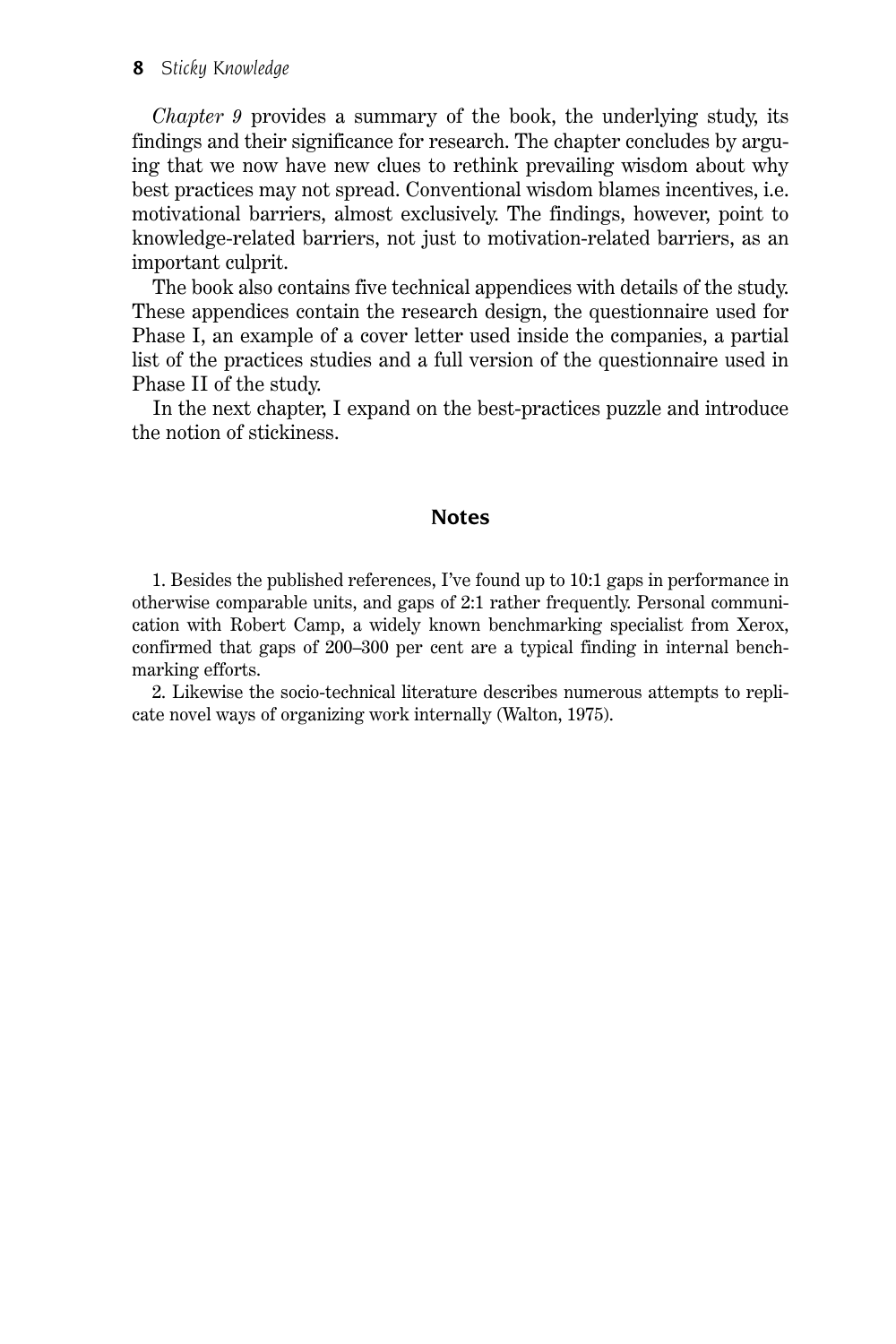*Chapter 9* provides a summary of the book, the underlying study, its findings and their significance for research. The chapter concludes by arguing that we now have new clues to rethink prevailing wisdom about why best practices may not spread. Conventional wisdom blames incentives, i.e. motivational barriers, almost exclusively. The findings, however, point to knowledge-related barriers, not just to motivation-related barriers, as an important culprit.

The book also contains five technical appendices with details of the study. These appendices contain the research design, the questionnaire used for Phase I, an example of a cover letter used inside the companies, a partial list of the practices studies and a full version of the questionnaire used in Phase II of the study.

In the next chapter, I expand on the best-practices puzzle and introduce the notion of stickiness.

## Notes

1. Besides the published references, I've found up to 10:1 gaps in performance in otherwise comparable units, and gaps of 2:1 rather frequently. Personal communication with Robert Camp, a widely known benchmarking specialist from Xerox, confirmed that gaps of 200–300 per cent are a typical finding in internal benchmarking efforts.

2. Likewise the socio-technical literature describes numerous attempts to replicate novel ways of organizing work internally (Walton, 1975).